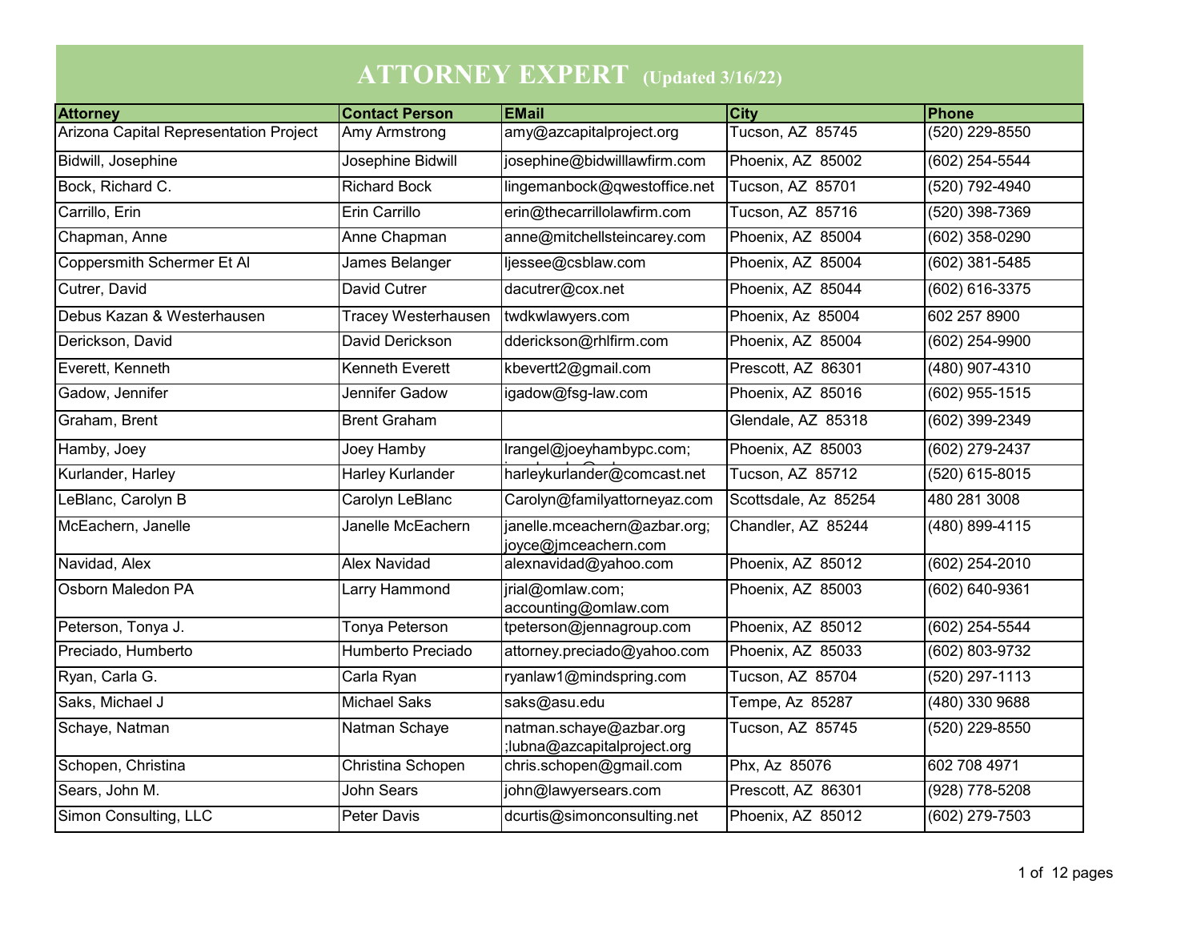# ATTORNEY EXPERT (Updated 3/16/22)

| Attorney | Contact Person | EMail | City | Phone |
|---|---|---|---|---|
| Arizona Capital Representation Project | Amy Armstrong | amy@azcapitalproject.org | Tucson, AZ 85745 | (520) 229-8550 |
| Bidwill, Josephine | Josephine Bidwill | josephine@bidwilllawfirm.com | Phoenix, AZ 85002 | (602) 254-5544 |
| Bock, Richard C. | Richard Bock | lingemanbock@qwestoffice.net | Tucson, AZ 85701 | (520) 792-4940 |
| Carrillo, Erin | Erin Carrillo | erin@thecarrillolawfirm.com | Tucson, AZ 85716 | (520) 398-7369 |
| Chapman, Anne | Anne Chapman | anne@mitchellsteincarey.com | Phoenix, AZ 85004 | (602) 358-0290 |
| Coppersmith Schermer Et Al | James Belanger | ljessee@csblaw.com | Phoenix, AZ 85004 | (602) 381-5485 |
| Cutrer, David | David Cutrer | dacutrer@cox.net | Phoenix, AZ 85044 | (602) 616-3375 |
| Debus Kazan & Westerhausen | Tracey Westerhausen | twdkwlawyers.com | Phoenix, Az 85004 | 602 257 8900 |
| Derickson, David | David Derickson | dderickson@rhlfirm.com | Phoenix, AZ 85004 | (602) 254-9900 |
| Everett, Kenneth | Kenneth Everett | kbevertt2@gmail.com | Prescott, AZ 86301 | (480) 907-4310 |
| Gadow, Jennifer | Jennifer Gadow | igadow@fsg-law.com | Phoenix, AZ 85016 | (602) 955-1515 |
| Graham, Brent | Brent Graham | | Glendale, AZ 85318 | (602) 399-2349 |
| Hamby, Joey | Joey Hamby | lrangel@joeyhambypc.com; | Phoenix, AZ 85003 | (602) 279-2437 |
| Kurlander, Harley | Harley Kurlander | harleykurlander@comcast.net | Tucson, AZ 85712 | (520) 615-8015 |
| LeBlanc, Carolyn B | Carolyn LeBlanc | Carolyn@familyattorneyaz.com | Scottsdale, Az 85254 | 480 281 3008 |
| McEachern, Janelle | Janelle McEachern | janelle.mceachern@azbar.org; joyce@jmceachern.com | Chandler, AZ 85244 | (480) 899-4115 |
| Navidad, Alex | Alex Navidad | alexnavidad@yahoo.com | Phoenix, AZ 85012 | (602) 254-2010 |
| Osborn Maledon PA | Larry Hammond | jrial@omlaw.com; accounting@omlaw.com | Phoenix, AZ 85003 | (602) 640-9361 |
| Peterson, Tonya J. | Tonya Peterson | tpeterson@jennagroup.com | Phoenix, AZ 85012 | (602) 254-5544 |
| Preciado, Humberto | Humberto Preciado | attorney.preciado@yahoo.com | Phoenix, AZ 85033 | (602) 803-9732 |
| Ryan, Carla G. | Carla Ryan | ryanlaw1@mindspring.com | Tucson, AZ 85704 | (520) 297-1113 |
| Saks, Michael J | Michael Saks | saks@asu.edu | Tempe, Az 85287 | (480) 330 9688 |
| Schaye, Natman | Natman Schaye | natman.schaye@azbar.org ;lubna@azcapitalproject.org | Tucson, AZ 85745 | (520) 229-8550 |
| Schopen, Christina | Christina Schopen | chris.schopen@gmail.com | Phx, Az 85076 | 602 708 4971 |
| Sears, John M. | John Sears | john@lawyersears.com | Prescott, AZ 86301 | (928) 778-5208 |
| Simon Consulting, LLC | Peter Davis | dcurtis@simonconsulting.net | Phoenix, AZ 85012 | (602) 279-7503 |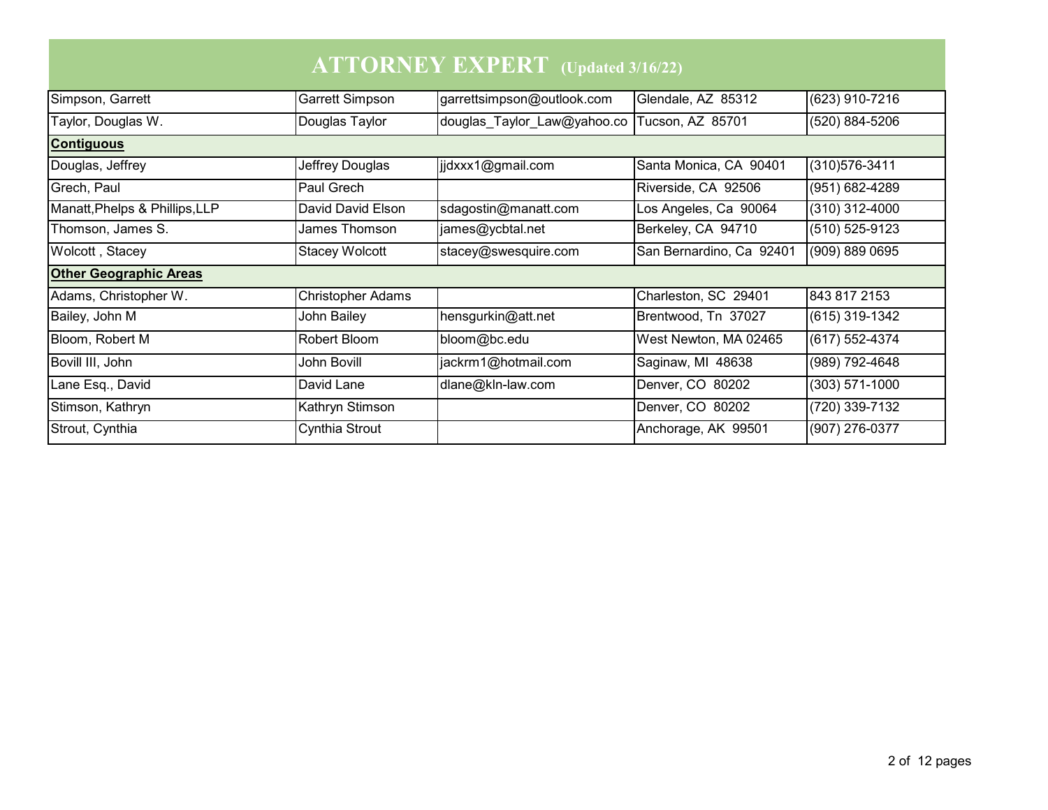# ATTORNEY EXPERT (Updated 3/16/22)

| | | | | |
|---|---|---|---|---|
| Simpson, Garrett | Garrett Simpson | garrettsimpson@outlook.com | Glendale, AZ 85312 | (623) 910-7216 |
| Taylor, Douglas W. | Douglas Taylor | douglas_Taylor_Law@yahoo.co | Tucson, AZ 85701 | (520) 884-5206 |
| **Contiguous** | | | | |
| Douglas, Jeffrey | Jeffrey Douglas | jjdxxx1@gmail.com | Santa Monica, CA 90401 | (310)576-3411 |
| Grech, Paul | Paul Grech | | Riverside, CA 92506 | (951) 682-4289 |
| Manatt,Phelps & Phillips,LLP | David David Elson | sdagostin@manatt.com | Los Angeles, Ca 90064 | (310) 312-4000 |
| Thomson, James S. | James Thomson | james@ycbtal.net | Berkeley, CA 94710 | (510) 525-9123 |
| Wolcott , Stacey | Stacey Wolcott | stacey@swesquire.com | San Bernardino, Ca 92401 | (909) 889 0695 |
| **Other Geographic Areas** | | | | |
| Adams, Christopher W. | Christopher Adams | | Charleston, SC 29401 | 843 817 2153 |
| Bailey, John M | John Bailey | hensgurkin@att.net | Brentwood, Tn 37027 | (615) 319-1342 |
| Bloom, Robert M | Robert Bloom | bloom@bc.edu | West Newton, MA 02465 | (617) 552-4374 |
| Bovill III, John | John Bovill | jackrm1@hotmail.com | Saginaw, MI 48638 | (989) 792-4648 |
| Lane Esq., David | David Lane | dlane@kln-law.com | Denver, CO 80202 | (303) 571-1000 |
| Stimson, Kathryn | Kathryn Stimson | | Denver, CO 80202 | (720) 339-7132 |
| Strout, Cynthia | Cynthia Strout | | Anchorage, AK 99501 | (907) 276-0377 |